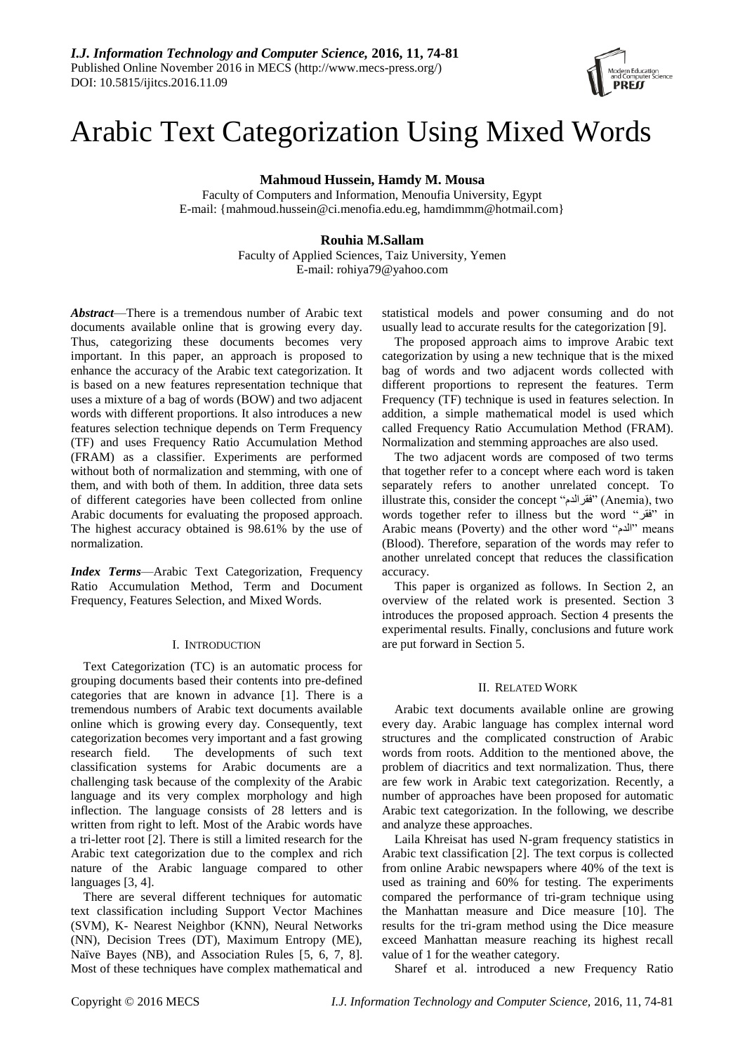I.J. Information Technology and Computer Science, 2016, 11, 74-81
Published Online November 2016 in MECS (http://www.mecs-press.org/)
DOI: 10.5815/ijitcs.2016.11.09

# Arabic Text Categorization Using Mixed Words

**Mahmoud Hussein, Hamdy M. Mousa**
Faculty of Computers and Information, Menoufia University, Egypt
E-mail: {mahmoud.hussein@ci.menofia.edu.eg, hamdimmm@hotmail.com}

**Rouhia M.Sallam**
Faculty of Applied Sciences, Taiz University, Yemen
E-mail: rohiya79@yahoo.com

***Abstract***—There is a tremendous number of Arabic text documents available online that is growing every day. Thus, categorizing these documents becomes very important. In this paper, an approach is proposed to enhance the accuracy of the Arabic text categorization. It is based on a new features representation technique that uses a mixture of a bag of words (BOW) and two adjacent words with different proportions. It also introduces a new features selection technique depends on Term Frequency (TF) and uses Frequency Ratio Accumulation Method (FRAM) as a classifier. Experiments are performed without both of normalization and stemming, with one of them, and with both of them. In addition, three data sets of different categories have been collected from online Arabic documents for evaluating the proposed approach. The highest accuracy obtained is 98.61% by the use of normalization.

***Index Terms***—Arabic Text Categorization, Frequency Ratio Accumulation Method, Term and Document Frequency, Features Selection, and Mixed Words.

## I. Introduction

Text Categorization (TC) is an automatic process for grouping documents based their contents into pre-defined categories that are known in advance [1]. There is a tremendous numbers of Arabic text documents available online which is growing every day. Consequently, text categorization becomes very important and a fast growing research field. The developments of such text classification systems for Arabic documents are a challenging task because of the complexity of the Arabic language and its very complex morphology and high inflection. The language consists of 28 letters and is written from right to left. Most of the Arabic words have a tri-letter root [2]. There is still a limited research for the Arabic text categorization due to the complex and rich nature of the Arabic language compared to other languages [3, 4].

There are several different techniques for automatic text classification including Support Vector Machines (SVM), K- Nearest Neighbor (KNN), Neural Networks (NN), Decision Trees (DT), Maximum Entropy (ME), Naïve Bayes (NB), and Association Rules [5, 6, 7, 8]. Most of these techniques have complex mathematical and statistical models and power consuming and do not usually lead to accurate results for the categorization [9].

The proposed approach aims to improve Arabic text categorization by using a new technique that is the mixed bag of words and two adjacent words collected with different proportions to represent the features. Term Frequency (TF) technique is used in features selection. In addition, a simple mathematical model is used which called Frequency Ratio Accumulation Method (FRAM). Normalization and stemming approaches are also used.

The two adjacent words are composed of two terms that together refer to a concept where each word is taken separately refers to another unrelated concept. To illustrate this, consider the concept "فقرالدم" (Anemia), two words together refer to illness but the word "فقر" in Arabic means (Poverty) and the other word "الدم" means (Blood). Therefore, separation of the words may refer to another unrelated concept that reduces the classification accuracy.

This paper is organized as follows. In Section 2, an overview of the related work is presented. Section 3 introduces the proposed approach. Section 4 presents the experimental results. Finally, conclusions and future work are put forward in Section 5.

## II. Related Work

Arabic text documents available online are growing every day. Arabic language has complex internal word structures and the complicated construction of Arabic words from roots. Addition to the mentioned above, the problem of diacritics and text normalization. Thus, there are few work in Arabic text categorization. Recently, a number of approaches have been proposed for automatic Arabic text categorization. In the following, we describe and analyze these approaches.

Laila Khreisat has used N-gram frequency statistics in Arabic text classification [2]. The text corpus is collected from online Arabic newspapers where 40% of the text is used as training and 60% for testing. The experiments compared the performance of tri-gram technique using the Manhattan measure and Dice measure [10]. The results for the tri-gram method using the Dice measure exceed Manhattan measure reaching its highest recall value of 1 for the weather category.

Sharef et al. introduced a new Frequency Ratio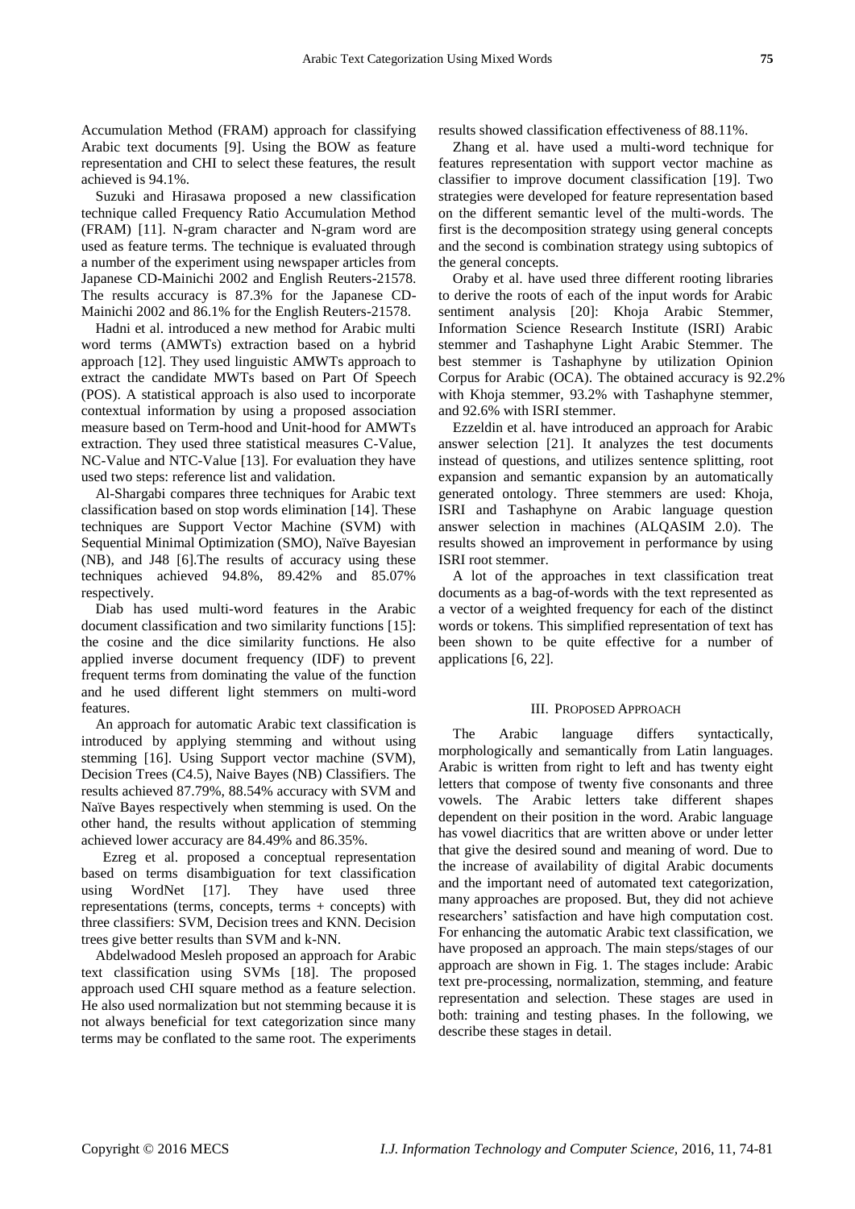Accumulation Method (FRAM) approach for classifying Arabic text documents [9]. Using the BOW as feature representation and CHI to select these features, the result achieved is 94.1%.

Suzuki and Hirasawa proposed a new classification technique called Frequency Ratio Accumulation Method (FRAM) [11]. N-gram character and N-gram word are used as feature terms. The technique is evaluated through a number of the experiment using newspaper articles from Japanese CD-Mainichi 2002 and English Reuters-21578. The results accuracy is 87.3% for the Japanese CD-Mainichi 2002 and 86.1% for the English Reuters-21578.

Hadni et al. introduced a new method for Arabic multi word terms (AMWTs) extraction based on a hybrid approach [12]. They used linguistic AMWTs approach to extract the candidate MWTs based on Part Of Speech (POS). A statistical approach is also used to incorporate contextual information by using a proposed association measure based on Term-hood and Unit-hood for AMWTs extraction. They used three statistical measures C-Value, NC-Value and NTC-Value [13]. For evaluation they have used two steps: reference list and validation.

Al-Shargabi compares three techniques for Arabic text classification based on stop words elimination [14]. These techniques are Support Vector Machine (SVM) with Sequential Minimal Optimization (SMO), Naïve Bayesian (NB), and J48 [6].The results of accuracy using these techniques achieved 94.8%, 89.42% and 85.07% respectively.

Diab has used multi-word features in the Arabic document classification and two similarity functions [15]: the cosine and the dice similarity functions. He also applied inverse document frequency (IDF) to prevent frequent terms from dominating the value of the function and he used different light stemmers on multi-word features.

An approach for automatic Arabic text classification is introduced by applying stemming and without using stemming [16]. Using Support vector machine (SVM), Decision Trees (C4.5), Naive Bayes (NB) Classifiers. The results achieved 87.79%, 88.54% accuracy with SVM and Naïve Bayes respectively when stemming is used. On the other hand, the results without application of stemming achieved lower accuracy are 84.49% and 86.35%.

Ezreg et al. proposed a conceptual representation based on terms disambiguation for text classification using WordNet [17]. They have used three representations (terms, concepts, terms + concepts) with three classifiers: SVM, Decision trees and KNN. Decision trees give better results than SVM and k-NN.

Abdelwadood Mesleh proposed an approach for Arabic text classification using SVMs [18]. The proposed approach used CHI square method as a feature selection. He also used normalization but not stemming because it is not always beneficial for text categorization since many terms may be conflated to the same root. The experiments results showed classification effectiveness of 88.11%.

Zhang et al. have used a multi-word technique for features representation with support vector machine as classifier to improve document classification [19]. Two strategies were developed for feature representation based on the different semantic level of the multi-words. The first is the decomposition strategy using general concepts and the second is combination strategy using subtopics of the general concepts.

Oraby et al. have used three different rooting libraries to derive the roots of each of the input words for Arabic sentiment analysis [20]: Khoja Arabic Stemmer, Information Science Research Institute (ISRI) Arabic stemmer and Tashaphyne Light Arabic Stemmer. The best stemmer is Tashaphyne by utilization Opinion Corpus for Arabic (OCA). The obtained accuracy is 92.2% with Khoja stemmer, 93.2% with Tashaphyne stemmer, and 92.6% with ISRI stemmer.

Ezzeldin et al. have introduced an approach for Arabic answer selection [21]. It analyzes the test documents instead of questions, and utilizes sentence splitting, root expansion and semantic expansion by an automatically generated ontology. Three stemmers are used: Khoja, ISRI and Tashaphyne on Arabic language question answer selection in machines (ALQASIM 2.0). The results showed an improvement in performance by using ISRI root stemmer.

A lot of the approaches in text classification treat documents as a bag-of-words with the text represented as a vector of a weighted frequency for each of the distinct words or tokens. This simplified representation of text has been shown to be quite effective for a number of applications [6, 22].

## III. Proposed Approach

The Arabic language differs syntactically, morphologically and semantically from Latin languages. Arabic is written from right to left and has twenty eight letters that compose of twenty five consonants and three vowels. The Arabic letters take different shapes dependent on their position in the word. Arabic language has vowel diacritics that are written above or under letter that give the desired sound and meaning of word. Due to the increase of availability of digital Arabic documents and the important need of automated text categorization, many approaches are proposed. But, they did not achieve researchers' satisfaction and have high computation cost. For enhancing the automatic Arabic text classification, we have proposed an approach. The main steps/stages of our approach are shown in Fig. 1. The stages include: Arabic text pre-processing, normalization, stemming, and feature representation and selection. These stages are used in both: training and testing phases. In the following, we describe these stages in detail.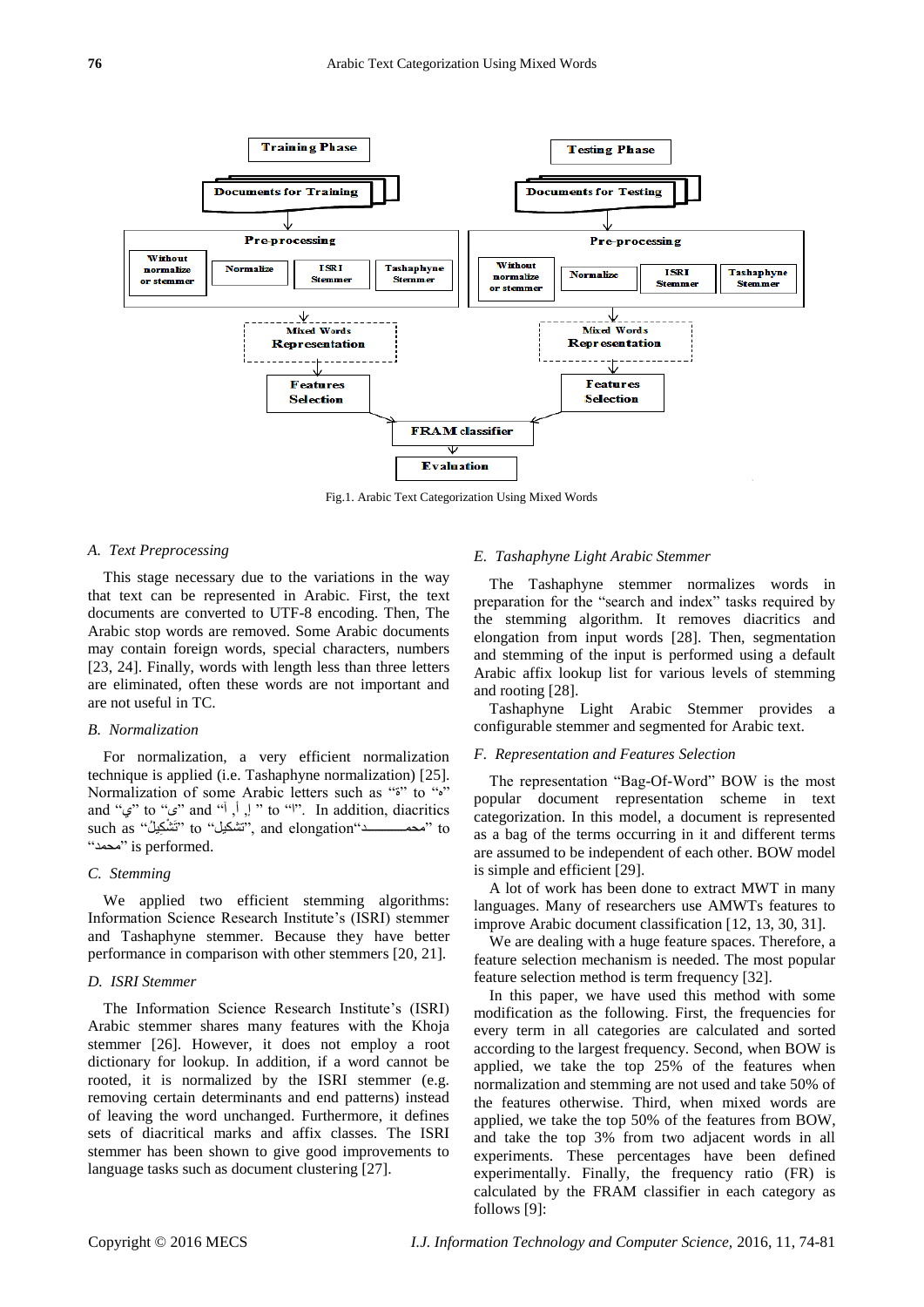Fig.1. Arabic Text Categorization Using Mixed Words

### A. Text Preprocessing

This stage necessary due to the variations in the way that text can be represented in Arabic. First, the text documents are converted to UTF-8 encoding. Then, The Arabic stop words are removed. Some Arabic documents may contain foreign words, special characters, numbers [23, 24]. Finally, words with length less than three letters are eliminated, often these words are not important and are not useful in TC.

### B. Normalization

For normalization, a very efficient normalization technique is applied (i.e. Tashaphyne normalization) [25]. Normalization of some Arabic letters such as "ة" to "ه" and "ي" to "ى" and "أ ,إ ,آ" to "ا". In addition, diacritics such as "تَشْكِيل" to "تشكيل", and elongation"محمـــــــد" to "محمد" is performed.

### C. Stemming

We applied two efficient stemming algorithms: Information Science Research Institute's (ISRI) stemmer and Tashaphyne stemmer. Because they have better performance in comparison with other stemmers [20, 21].

### D. ISRI Stemmer

The Information Science Research Institute's (ISRI) Arabic stemmer shares many features with the Khoja stemmer [26]. However, it does not employ a root dictionary for lookup. In addition, if a word cannot be rooted, it is normalized by the ISRI stemmer (e.g. removing certain determinants and end patterns) instead of leaving the word unchanged. Furthermore, it defines sets of diacritical marks and affix classes. The ISRI stemmer has been shown to give good improvements to language tasks such as document clustering [27].

### E. Tashaphyne Light Arabic Stemmer

The Tashaphyne stemmer normalizes words in preparation for the "search and index" tasks required by the stemming algorithm. It removes diacritics and elongation from input words [28]. Then, segmentation and stemming of the input is performed using a default Arabic affix lookup list for various levels of stemming and rooting [28].

Tashaphyne Light Arabic Stemmer provides a configurable stemmer and segmented for Arabic text.

### F. Representation and Features Selection

The representation "Bag-Of-Word" BOW is the most popular document representation scheme in text categorization. In this model, a document is represented as a bag of the terms occurring in it and different terms are assumed to be independent of each other. BOW model is simple and efficient [29].

A lot of work has been done to extract MWT in many languages. Many of researchers use AMWTs features to improve Arabic document classification [12, 13, 30, 31].

We are dealing with a huge feature spaces. Therefore, a feature selection mechanism is needed. The most popular feature selection method is term frequency [32].

In this paper, we have used this method with some modification as the following. First, the frequencies for every term in all categories are calculated and sorted according to the largest frequency. Second, when BOW is applied, we take the top 25% of the features when normalization and stemming are not used and take 50% of the features otherwise. Third, when mixed words are applied, we take the top 50% of the features from BOW, and take the top 3% from two adjacent words in all experiments. These percentages have been defined experimentally. Finally, the frequency ratio (FR) is calculated by the FRAM classifier in each category as follows [9]: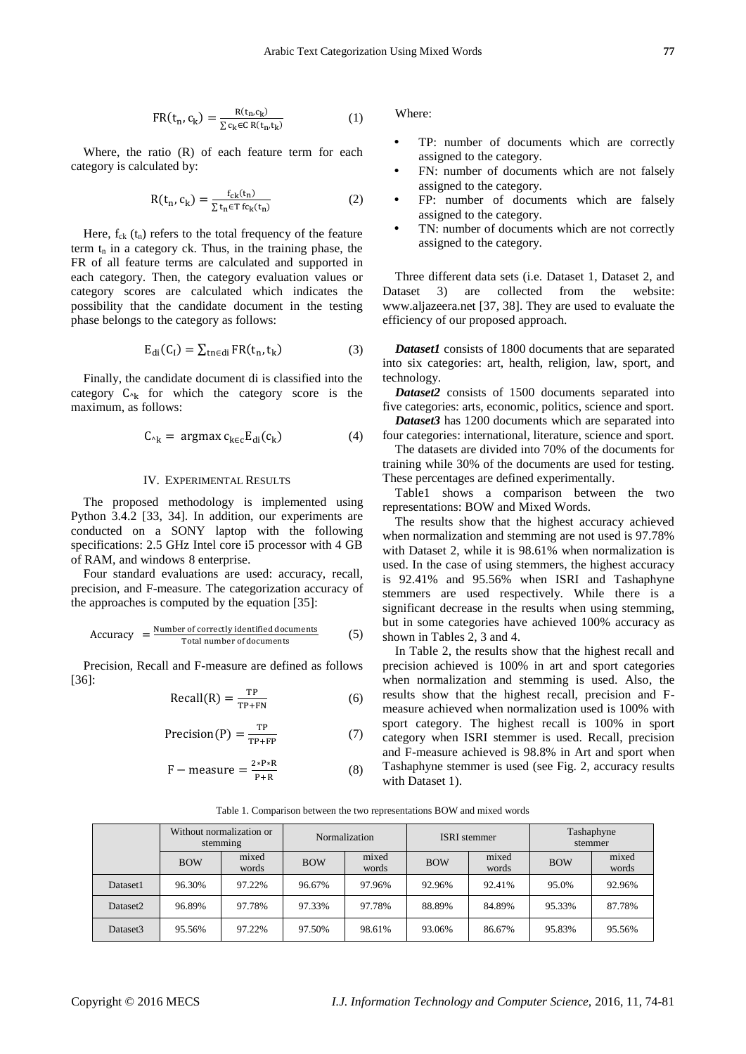$$FR(t_n, c_k) = \frac{R(t_n, c_k)}{\sum c_k \in C\ R(t_n, t_k)} \quad (1)$$

Where, the ratio (R) of each feature term for each category is calculated by:

$$R(t_n, c_k) = \frac{f_{ck}(t_n)}{\sum t_n \in T\ fc_k(t_n)} \quad (2)$$

Here, $f_{ck}(t_n)$ refers to the total frequency of the feature term $t_n$ in a category ck. Thus, in the training phase, the FR of all feature terms are calculated and supported in each category. Then, the category evaluation values or category scores are calculated which indicates the possibility that the candidate document in the testing phase belongs to the category as follows:

$$E_{di}(C_I) = \sum_{tn \in di} FR(t_n, t_k) \quad (3)$$

Finally, the candidate document di is classified into the category $C_{^k}$ for which the category score is the maximum, as follows:

$$C_{^k} = \operatorname{argmax} c_{k \in c} E_{di}(c_k) \quad (4)$$

## IV. Experimental Results

The proposed methodology is implemented using Python 3.4.2 [33, 34]. In addition, our experiments are conducted on a SONY laptop with the following specifications: 2.5 GHz Intel core i5 processor with 4 GB of RAM, and windows 8 enterprise.

Four standard evaluations are used: accuracy, recall, precision, and F-measure. The categorization accuracy of the approaches is computed by the equation [35]:

$$\text{Accuracy} = \frac{\text{Number of correctly identified documents}}{\text{Total number of documents}} \quad (5)$$

Precision, Recall and F-measure are defined as follows [36]:

$$\text{Recall}(R) = \frac{TP}{TP+FN} \quad (6)$$

$$\text{Precision}(P) = \frac{TP}{TP+FP} \quad (7)$$

$$F - \text{measure} = \frac{2*P*R}{P+R} \quad (8)$$

Where:

- TP: number of documents which are correctly assigned to the category.
- FN: number of documents which are not falsely assigned to the category.
- FP: number of documents which are falsely assigned to the category.
- TN: number of documents which are not correctly assigned to the category.

Three different data sets (i.e. Dataset 1, Dataset 2, and Dataset 3) are collected from the website: www.aljazeera.net [37, 38]. They are used to evaluate the efficiency of our proposed approach.

***Dataset1*** consists of 1800 documents that are separated into six categories: art, health, religion, law, sport, and technology.

***Dataset2*** consists of 1500 documents separated into five categories: arts, economic, politics, science and sport.

***Dataset3*** has 1200 documents which are separated into four categories: international, literature, science and sport.

The datasets are divided into 70% of the documents for training while 30% of the documents are used for testing. These percentages are defined experimentally.

Table1 shows a comparison between the two representations: BOW and Mixed Words.

The results show that the highest accuracy achieved when normalization and stemming are not used is 97.78% with Dataset 2, while it is 98.61% when normalization is used. In the case of using stemmers, the highest accuracy is 92.41% and 95.56% when ISRI and Tashaphyne stemmers are used respectively. While there is a significant decrease in the results when using stemming, but in some categories have achieved 100% accuracy as shown in Tables 2, 3 and 4.

In Table 2, the results show that the highest recall and precision achieved is 100% in art and sport categories when normalization and stemming is used. Also, the results show that the highest recall, precision and F-measure achieved when normalization used is 100% with sport category. The highest recall is 100% in sport category when ISRI stemmer is used. Recall, precision and F-measure achieved is 98.8% in Art and sport when Tashaphyne stemmer is used (see Fig. 2, accuracy results with Dataset 1).

Table 1. Comparison between the two representations BOW and mixed words

| | Without normalization or stemming | | Normalization | | ISRI stemmer | | Tashaphyne stemmer | |
|---|---|---|---|---|---|---|---|---|
| | BOW | mixed words | BOW | mixed words | BOW | mixed words | BOW | mixed words |
| Dataset1 | 96.30% | 97.22% | 96.67% | 97.96% | 92.96% | 92.41% | 95.0% | 92.96% |
| Dataset2 | 96.89% | 97.78% | 97.33% | 97.78% | 88.89% | 84.89% | 95.33% | 87.78% |
| Dataset3 | 95.56% | 97.22% | 97.50% | 98.61% | 93.06% | 86.67% | 95.83% | 95.56% |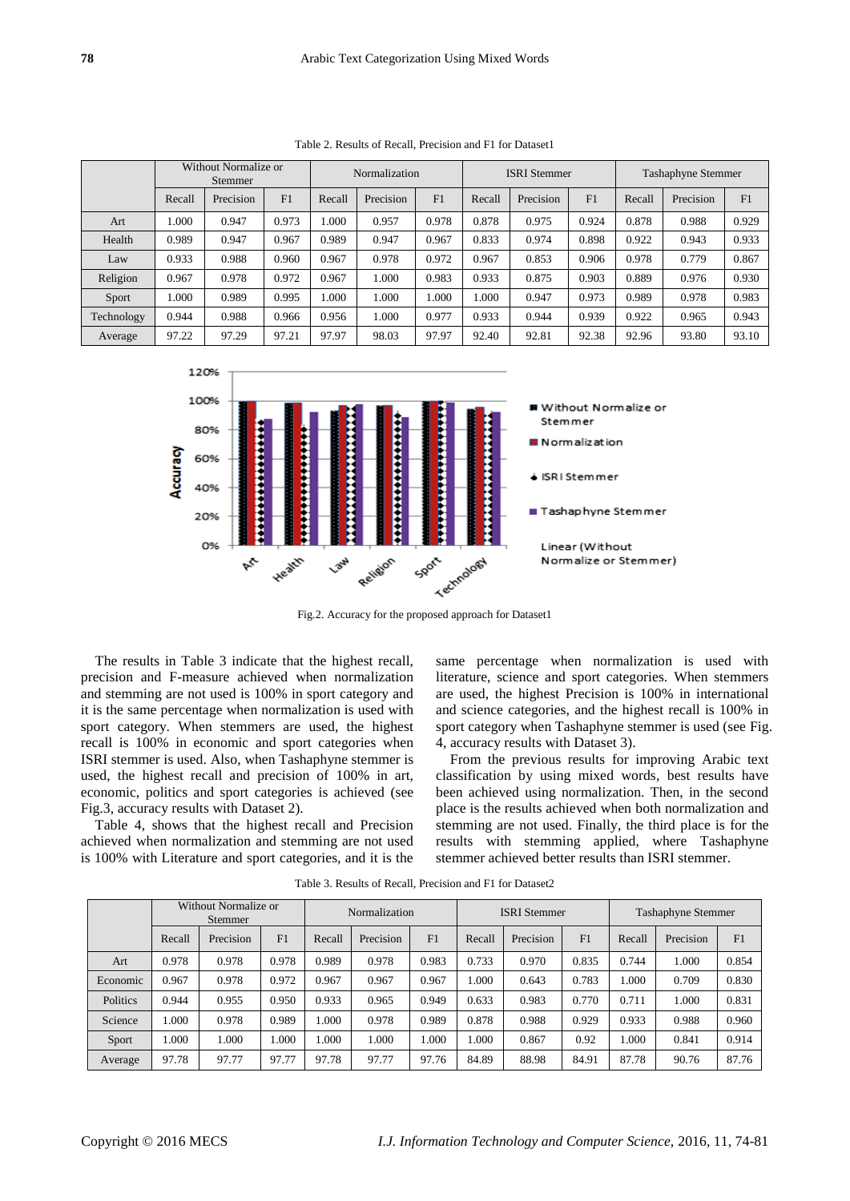Table 2. Results of Recall, Precision and F1 for Dataset1

| | Without Normalize or Stemmer | | | Normalization | | | ISRI Stemmer | | | Tashaphyne Stemmer | | |
|---|---|---|---|---|---|---|---|---|---|---|---|---|
| | Recall | Precision | F1 | Recall | Precision | F1 | Recall | Precision | F1 | Recall | Precision | F1 |
| Art | 1.000 | 0.947 | 0.973 | 1.000 | 0.957 | 0.978 | 0.878 | 0.975 | 0.924 | 0.878 | 0.988 | 0.929 |
| Health | 0.989 | 0.947 | 0.967 | 0.989 | 0.947 | 0.967 | 0.833 | 0.974 | 0.898 | 0.922 | 0.943 | 0.933 |
| Law | 0.933 | 0.988 | 0.960 | 0.967 | 0.978 | 0.972 | 0.967 | 0.853 | 0.906 | 0.978 | 0.779 | 0.867 |
| Religion | 0.967 | 0.978 | 0.972 | 0.967 | 1.000 | 0.983 | 0.933 | 0.875 | 0.903 | 0.889 | 0.976 | 0.930 |
| Sport | 1.000 | 0.989 | 0.995 | 1.000 | 1.000 | 1.000 | 1.000 | 0.947 | 0.973 | 0.989 | 0.978 | 0.983 |
| Technology | 0.944 | 0.988 | 0.966 | 0.956 | 1.000 | 0.977 | 0.933 | 0.944 | 0.939 | 0.922 | 0.965 | 0.943 |
| Average | 97.22 | 97.29 | 97.21 | 97.97 | 98.03 | 97.97 | 92.40 | 92.81 | 92.38 | 92.96 | 93.80 | 93.10 |

Fig.2. Accuracy for the proposed approach for Dataset1

The results in Table 3 indicate that the highest recall, precision and F-measure achieved when normalization and stemming are not used is 100% in sport category and it is the same percentage when normalization is used with sport category. When stemmers are used, the highest recall is 100% in economic and sport categories when ISRI stemmer is used. Also, when Tashaphyne stemmer is used, the highest recall and precision of 100% in art, economic, politics and sport categories is achieved (see Fig.3, accuracy results with Dataset 2).

Table 4, shows that the highest recall and Precision achieved when normalization and stemming are not used is 100% with Literature and sport categories, and it is the same percentage when normalization is used with literature, science and sport categories. When stemmers are used, the highest Precision is 100% in international and science categories, and the highest recall is 100% in sport category when Tashaphyne stemmer is used (see Fig. 4, accuracy results with Dataset 3).

From the previous results for improving Arabic text classification by using mixed words, best results have been achieved using normalization. Then, in the second place is the results achieved when both normalization and stemming are not used. Finally, the third place is for the results with stemming applied, where Tashaphyne stemmer achieved better results than ISRI stemmer.

Table 3. Results of Recall, Precision and F1 for Dataset2

| | Without Normalize or Stemmer | | | Normalization | | | ISRI Stemmer | | | Tashaphyne Stemmer | | |
|---|---|---|---|---|---|---|---|---|---|---|---|---|
| | Recall | Precision | F1 | Recall | Precision | F1 | Recall | Precision | F1 | Recall | Precision | F1 |
| Art | 0.978 | 0.978 | 0.978 | 0.989 | 0.978 | 0.983 | 0.733 | 0.970 | 0.835 | 0.744 | 1.000 | 0.854 |
| Economic | 0.967 | 0.978 | 0.972 | 0.967 | 0.967 | 0.967 | 1.000 | 0.643 | 0.783 | 1.000 | 0.709 | 0.830 |
| Politics | 0.944 | 0.955 | 0.950 | 0.933 | 0.965 | 0.949 | 0.633 | 0.983 | 0.770 | 0.711 | 1.000 | 0.831 |
| Science | 1.000 | 0.978 | 0.989 | 1.000 | 0.978 | 0.989 | 0.878 | 0.988 | 0.929 | 0.933 | 0.988 | 0.960 |
| Sport | 1.000 | 1.000 | 1.000 | 1.000 | 1.000 | 1.000 | 1.000 | 0.867 | 0.92 | 1.000 | 0.841 | 0.914 |
| Average | 97.78 | 97.77 | 97.77 | 97.78 | 97.77 | 97.76 | 84.89 | 88.98 | 84.91 | 87.78 | 90.76 | 87.76 |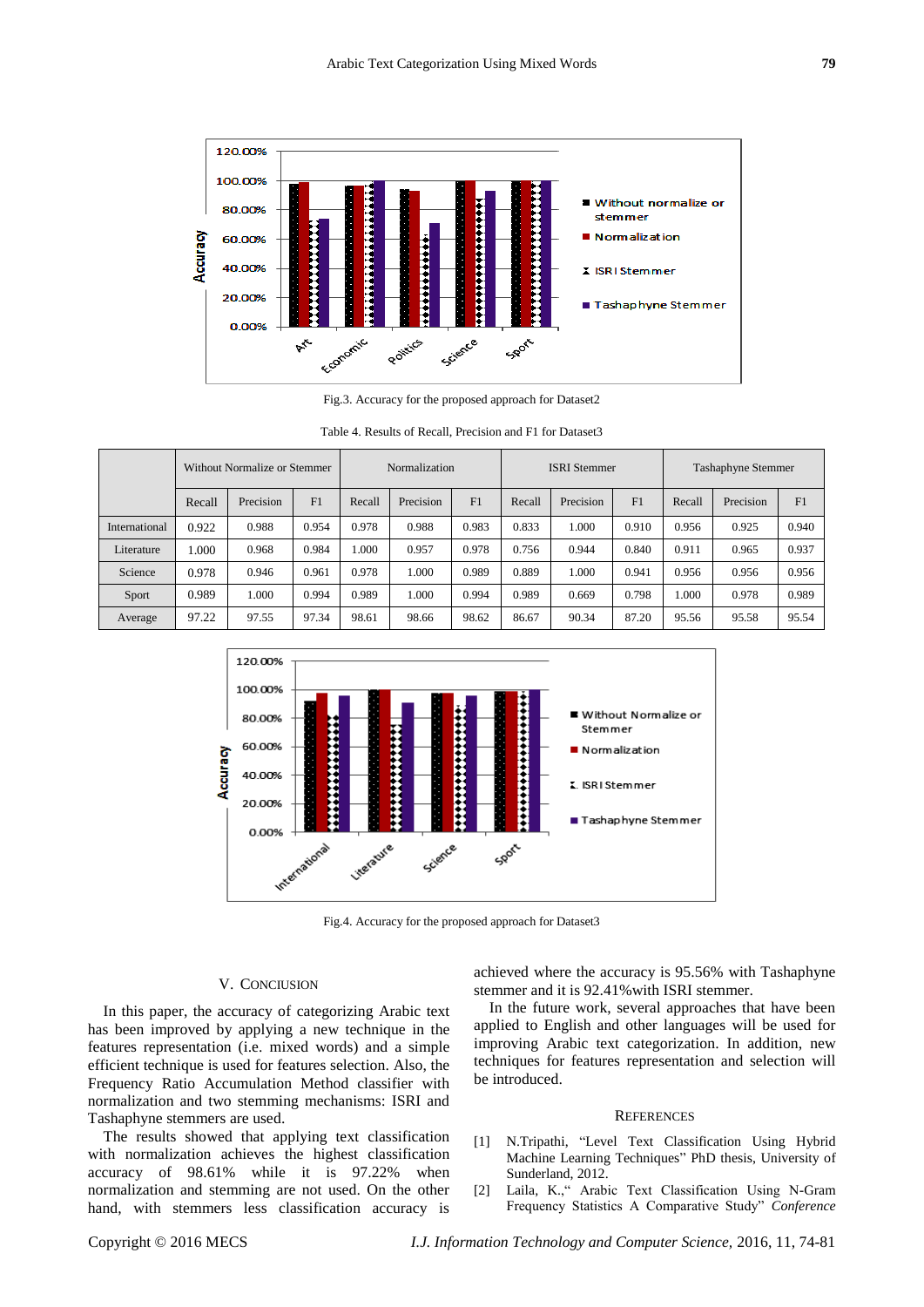Fig.3. Accuracy for the proposed approach for Dataset2

Table 4. Results of Recall, Precision and F1 for Dataset3

| | Without Normalize or Stemmer | | | Normalization | | | ISRI Stemmer | | | Tashaphyne Stemmer | | |
|---|---|---|---|---|---|---|---|---|---|---|---|---|
| | Recall | Precision | F1 | Recall | Precision | F1 | Recall | Precision | F1 | Recall | Precision | F1 |
| International | 0.922 | 0.988 | 0.954 | 0.978 | 0.988 | 0.983 | 0.833 | 1.000 | 0.910 | 0.956 | 0.925 | 0.940 |
| Literature | 1.000 | 0.968 | 0.984 | 1.000 | 0.957 | 0.978 | 0.756 | 0.944 | 0.840 | 0.911 | 0.965 | 0.937 |
| Science | 0.978 | 0.946 | 0.961 | 0.978 | 1.000 | 0.989 | 0.889 | 1.000 | 0.941 | 0.956 | 0.956 | 0.956 |
| Sport | 0.989 | 1.000 | 0.994 | 0.989 | 1.000 | 0.994 | 0.989 | 0.669 | 0.798 | 1.000 | 0.978 | 0.989 |
| Average | 97.22 | 97.55 | 97.34 | 98.61 | 98.66 | 98.62 | 86.67 | 90.34 | 87.20 | 95.56 | 95.58 | 95.54 |

Fig.4. Accuracy for the proposed approach for Dataset3

## V. Conclusion

In this paper, the accuracy of categorizing Arabic text has been improved by applying a new technique in the features representation (i.e. mixed words) and a simple efficient technique is used for features selection. Also, the Frequency Ratio Accumulation Method classifier with normalization and two stemming mechanisms: ISRI and Tashaphyne stemmers are used.

The results showed that applying text classification with normalization achieves the highest classification accuracy of 98.61% while it is 97.22% when normalization and stemming are not used. On the other hand, with stemmers less classification accuracy is achieved where the accuracy is 95.56% with Tashaphyne stemmer and it is 92.41%with ISRI stemmer.

In the future work, several approaches that have been applied to English and other languages will be used for improving Arabic text categorization. In addition, new techniques for features representation and selection will be introduced.

## References

[1] N.Tripathi, "Level Text Classification Using Hybrid Machine Learning Techniques" PhD thesis, University of Sunderland, 2012.

[2] Laila, K.," Arabic Text Classification Using N-Gram Frequency Statistics A Comparative Study" *Conference*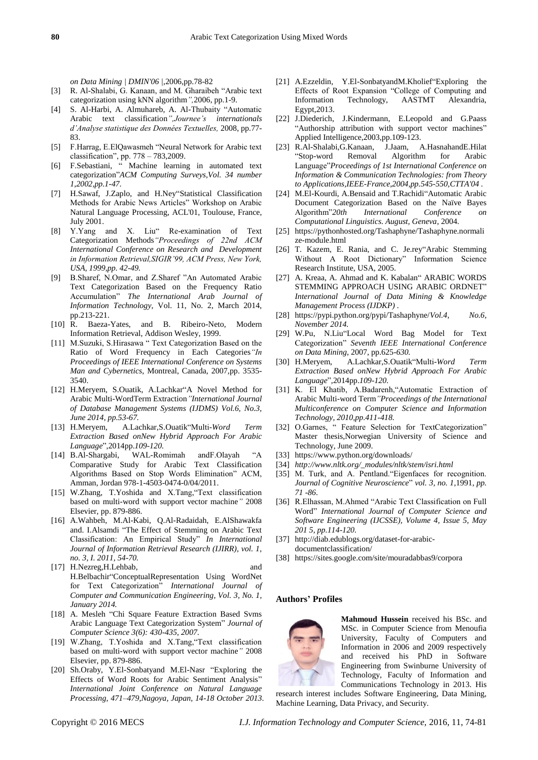*on Data Mining | DMIN'06* |,2006,pp.78-82

[3] R. Al-Shalabi, G. Kanaan, and M. Gharaibeh "Arabic text categorization using kNN algorithm*",*2006, pp.1-9.

[4] S. Al-Harbi, A. Almuhareb, A. Al-Thubaity "Automatic Arabic text classification*",Journee's internationals d'Analyse statistique des Données Textuelles,* 2008, pp.77-83.

[5] F.Harrag, E.ElQawasmeh "Neural Network for Arabic text classification", pp. 778 – 783,2009.

[6] F.Sebastiani, " Machine learning in automated text categorization"*ACM Computing Surveys,Vol. 34 number 1,2002,pp.1-47.*

[7] H.Sawaf, J.Zaplo, and H.Ney"Statistical Classification Methods for Arabic News Articles" Workshop on Arabic Natural Language Processing, ACL'01, Toulouse, France, July 2001.

[8] Y.Yang and X. Liu" Re-examination of Text Categorization Methods*"Proceedings of 22nd ACM International Conference on Research and Development in Information Retrieval,SIGIR'99, ACM Press, New York, USA, 1999,pp. 42-49.*

[9] B.Sharef, N.Omar, and Z.Sharef "An Automated Arabic Text Categorization Based on the Frequency Ratio Accumulation" *The International Arab Journal of Information Technology*, Vol. 11, No. 2, March 2014, pp.213-221.

[10] R. Baeza-Yates, and B. Ribeiro-Neto, Modern Information Retrieval, Addison Wesley, 1999.

[11] M.Suzuki, S.Hirasawa " Text Categorization Based on the Ratio of Word Frequency in Each Categories*"In Proceedings of IEEE International Conference on Systems Man and Cybernetics*, Montreal, Canada, 2007,pp. 3535-3540.

[12] H.Meryem, S.Ouatik, A.Lachkar"A Novel Method for Arabic Multi-WordTerm Extraction*"International Journal of Database Management Systems (IJDMS) Vol.6, No.3, June 2014, pp.53-67.*

[13] H.Meryem, A.Lachkar,S.Ouatik"Multi-*Word Term Extraction Based onNew Hybrid Approach For Arabic Language*",2014pp.*109-120.*

[14] B.Al-Shargabi, WAL-Romimah andF.Olayah "A Comparative Study for Arabic Text Classification Algorithms Based on Stop Words Elimination" ACM, Amman, Jordan 978-1-4503-0474-0/04/2011.

[15] W.Zhang, T.Yoshida and X.Tang,"Text classification based on multi-word with support vector machine*"* 2008 Elsevier, pp. 879-886.

[16] A.Wahbeh, M.Al-Kabi, Q.Al-Radaidah, E.AlShawakfa and. I.Alsamdi "The Effect of Stemming on Arabic Text Classification: An Empirical Study" *In International Journal of Information Retrieval Research (IJIRR), vol. 1, no. 3, I. 2011, 54-70.*

[17] H.Nezreg,H.Lehbab, and H.Belbachir"ConceptualRepresentation Using WordNet for Text Categorization" *International Journal of Computer and Communication Engineering, Vol. 3, No. 1, January 2014.*

[18] A. Mesleh "Chi Square Feature Extraction Based Svms Arabic Language Text Categorization System" *Journal of Computer Science 3(6): 430-435, 2007.*

[19] W.Zhang, T.Yoshida and X.Tang,"Text classification based on multi-word with support vector machine*"* 2008 Elsevier, pp. 879-886.

[20] Sh.Oraby, Y.El-Sonbatyand M.El-Nasr "Exploring the Effects of Word Roots for Arabic Sentiment Analysis" *International Joint Conference on Natural Language Processing, 471–479,Nagoya, Japan, 14-18 October 2013.*

[21] A.Ezzeldin, Y.El-SonbatyandM.Kholief"Exploring the Effects of Root Expansion "College of Computing and Information Technology, AASTMT Alexandria, Egypt,2013.

[22] J.Diederich, J.Kindermann, E.Leopold and G.Paass "Authorship attribution with support vector machines" Applied Intelligence,2003,pp.109-123.

[23] R.Al-Shalabi,G.Kanaan, J.Jaam, A.HasnahandE.Hilat "Stop-word Removal Algorithm for Arabic Language"*Proceedings of 1st International Conference on Information & Communication Technologies: from Theory to Applications,IEEE-France,2004,pp.545-550,CTTA'04* .

[24] M.El-Kourdi, A.Bensaid and T.Rachidi"Automatic Arabic Document Categorization Based on the Naïve Bayes Algorithm"*20th International Conference on Computational Linguistics. August, Geneva*, 2004.

[25] https://pythonhosted.org/Tashaphyne/Tashaphyne.normalize-module.html

[26] T. Kazem, E. Rania, and C. Je.rey"Arabic Stemming Without A Root Dictionary" Information Science Research Institute, USA, 2005.

[27] A. Kreaa, A. Ahmad and K. Kabalan" ARABIC WORDS STEMMING APPROACH USING ARABIC ORDNET" *International Journal of Data Mining & Knowledge Management Process (IJDKP)* .

[28] https://pypi.python.org/pypi/Tashaphyne/*Vol.4, No.6, November 2014.*

[29] W.Pu, N.Liu"Local Word Bag Model for Text Categorization" *Seventh IEEE International Conference on Data Mining*, 2007, pp.625-*630.*

[30] H.Meryem, A.Lachkar,S.Ouatik"Multi-*Word Term Extraction Based onNew Hybrid Approach For Arabic Language*",2014pp.*109-120.*

[31] K. El Khatib, A.Badarenh,"Automatic Extraction of Arabic Multi-word Term*"Proceedings of the International Multiconference on Computer Science and Information Technology, 2010,pp.411-418.*

[32] O.Garnes, " Feature Selection for TextCategorization" Master thesis,Norwegian University of Science and Technology, June 2009.

[33] https://www.python.org/downloads/

[34] *http://www.nltk.org/_modules/nltk/stem/isri.html*

[35] M. Turk, and A. Pentland."Eigenfaces for recognition. *Journal of Cognitive Neuroscience*" *vol. 3, no. 1*,1991, *pp. 71 -86*.

[36] R.Elhassan, M.Ahmed "Arabic Text Classification on Full Word" *International Journal of Computer Science and Software Engineering (IJCSSE), Volume 4, Issue 5, May 201 5, pp.114-120.*

[37] http://diab.edublogs.org/dataset-for-arabic-documentclassification/

[38] https://sites.google.com/site/mouradabbas9/corpora

## Authors' Profiles

**Mahmoud Hussein** received his BSc. and MSc. in Computer Science from Menoufia University, Faculty of Computers and Information in 2006 and 2009 respectively and received his PhD in Software Engineering from Swinburne University of Technology, Faculty of Information and Communications Technology in 2013. His research interest includes Software Engineering, Data Mining, Machine Learning, Data Privacy, and Security.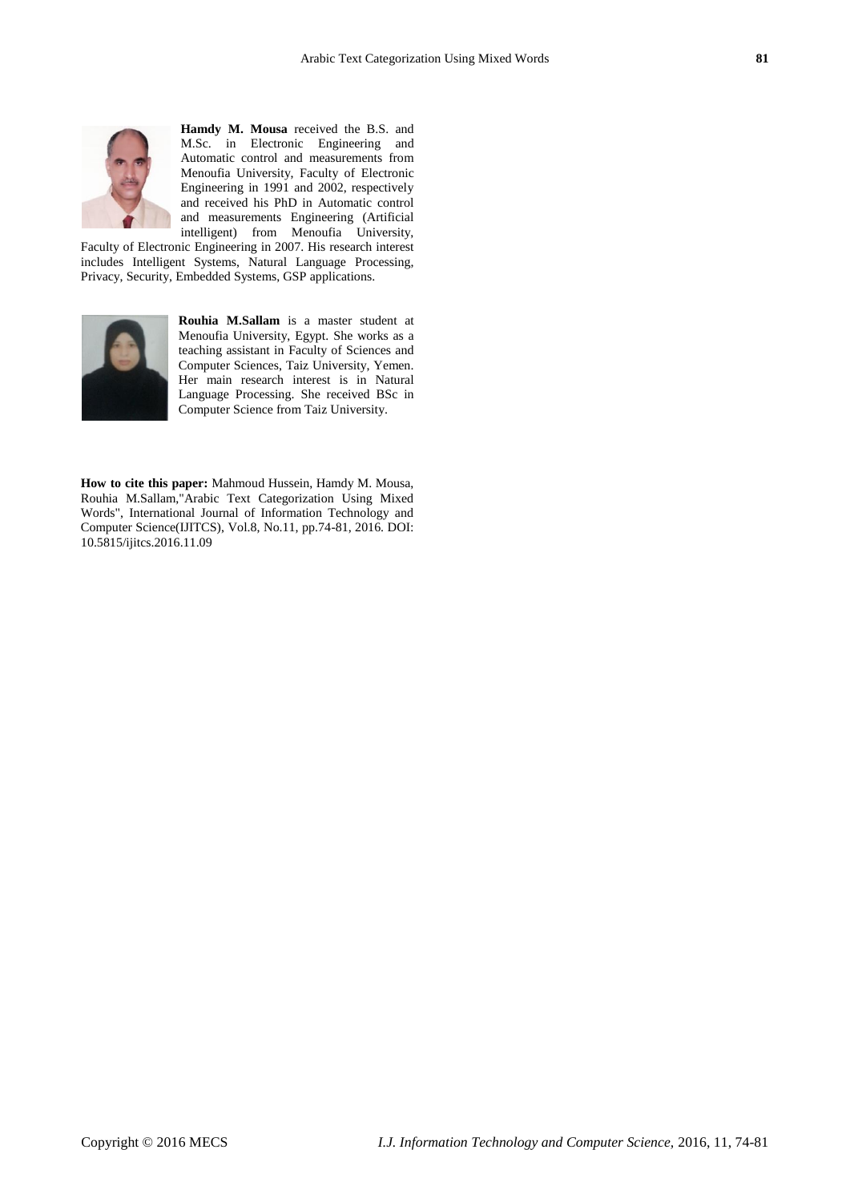**Hamdy M. Mousa** received the B.S. and M.Sc. in Electronic Engineering and Automatic control and measurements from Menoufia University, Faculty of Electronic Engineering in 1991 and 2002, respectively and received his PhD in Automatic control and measurements Engineering (Artificial intelligent) from Menoufia University, Faculty of Electronic Engineering in 2007. His research interest includes Intelligent Systems, Natural Language Processing, Privacy, Security, Embedded Systems, GSP applications.

**Rouhia M.Sallam** is a master student at Menoufia University, Egypt. She works as a teaching assistant in Faculty of Sciences and Computer Sciences, Taiz University, Yemen. Her main research interest is in Natural Language Processing. She received BSc in Computer Science from Taiz University.

**How to cite this paper:** Mahmoud Hussein, Hamdy M. Mousa, Rouhia M.Sallam,"Arabic Text Categorization Using Mixed Words", International Journal of Information Technology and Computer Science(IJITCS), Vol.8, No.11, pp.74-81, 2016. DOI: 10.5815/ijitcs.2016.11.09